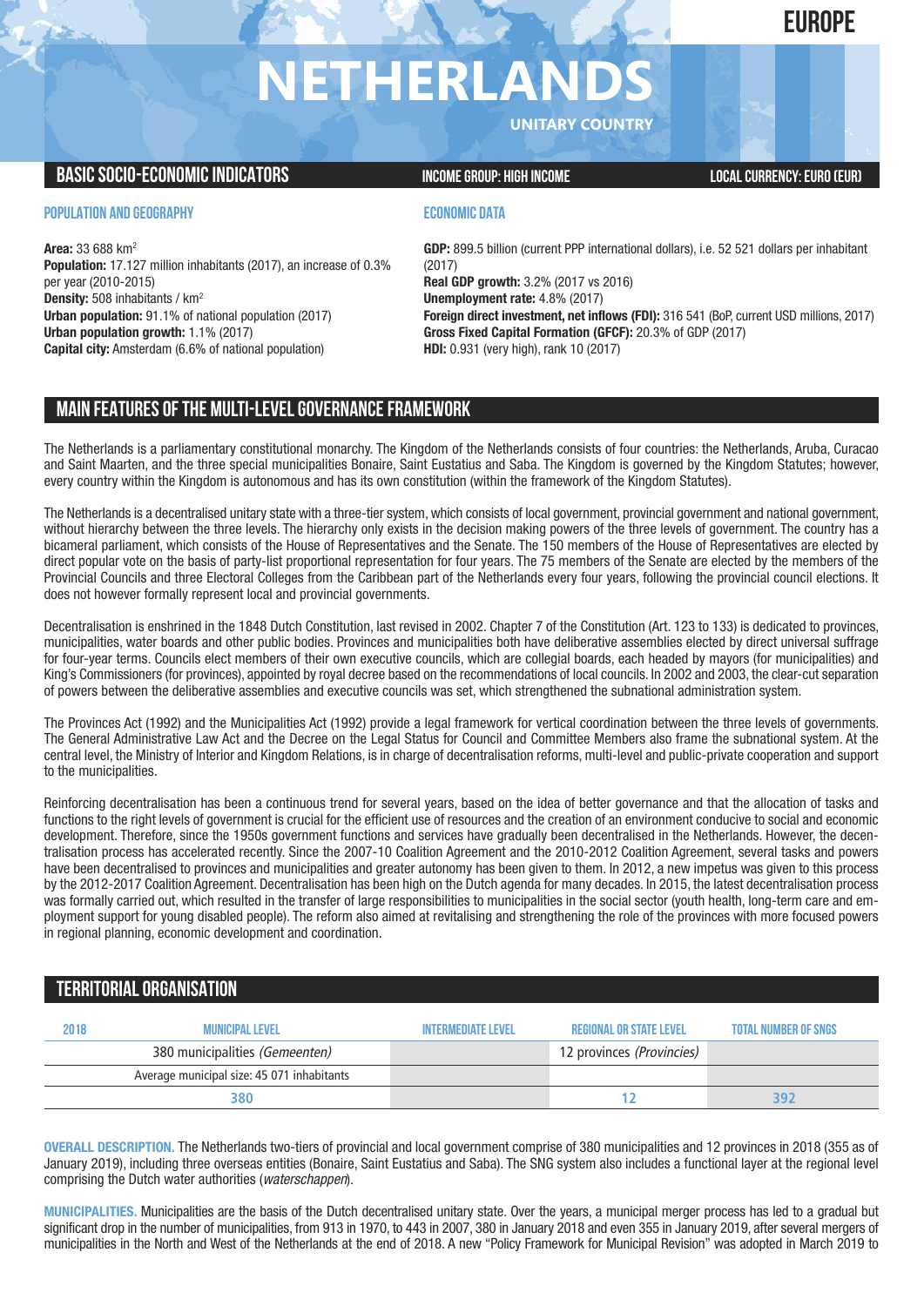EUROPE

# NETHERLANDS

UNITARY COUNTRY

## BASIC SOCIO-ECONOMIC INDICATORS

**INCOME GROUP: HIGH INCOME**

**LOCAL CURRENCY: EURO (EUR)**

### POPULATION AND GEOGRAPHY

**Area:** 33 688 km²
**Population:** 17.127 million inhabitants (2017), an increase of 0.3% per year (2010-2015)
**Density:** 508 inhabitants / km²
**Urban population:** 91.1% of national population (2017)
**Urban population growth:** 1.1% (2017)
**Capital city:** Amsterdam (6.6% of national population)

### ECONOMIC DATA

**GDP:** 899.5 billion (current PPP international dollars), i.e. 52 521 dollars per inhabitant (2017)
**Real GDP growth:** 3.2% (2017 vs 2016)
**Unemployment rate:** 4.8% (2017)
**Foreign direct investment, net inflows (FDI):** 316 541 (BoP, current USD millions, 2017)
**Gross Fixed Capital Formation (GFCF):** 20.3% of GDP (2017)
**HDI:** 0.931 (very high), rank 10 (2017)

## MAIN FEATURES OF THE MULTI-LEVEL GOVERNANCE FRAMEWORK

The Netherlands is a parliamentary constitutional monarchy. The Kingdom of the Netherlands consists of four countries: the Netherlands, Aruba, Curacao and Saint Maarten, and the three special municipalities Bonaire, Saint Eustatius and Saba. The Kingdom is governed by the Kingdom Statutes; however, every country within the Kingdom is autonomous and has its own constitution (within the framework of the Kingdom Statutes).

The Netherlands is a decentralised unitary state with a three-tier system, which consists of local government, provincial government and national government, without hierarchy between the three levels. The hierarchy only exists in the decision making powers of the three levels of government. The country has a bicameral parliament, which consists of the House of Representatives and the Senate. The 150 members of the House of Representatives are elected by direct popular vote on the basis of party-list proportional representation for four years. The 75 members of the Senate are elected by the members of the Provincial Councils and three Electoral Colleges from the Caribbean part of the Netherlands every four years, following the provincial council elections. It does not however formally represent local and provincial governments.

Decentralisation is enshrined in the 1848 Dutch Constitution, last revised in 2002. Chapter 7 of the Constitution (Art. 123 to 133) is dedicated to provinces, municipalities, water boards and other public bodies. Provinces and municipalities both have deliberative assemblies elected by direct universal suffrage for four-year terms. Councils elect members of their own executive councils, which are collegial boards, each headed by mayors (for municipalities) and King's Commissioners (for provinces), appointed by royal decree based on the recommendations of local councils. In 2002 and 2003, the clear-cut separation of powers between the deliberative assemblies and executive councils was set, which strengthened the subnational administration system.

The Provinces Act (1992) and the Municipalities Act (1992) provide a legal framework for vertical coordination between the three levels of governments. The General Administrative Law Act and the Decree on the Legal Status for Council and Committee Members also frame the subnational system. At the central level, the Ministry of Interior and Kingdom Relations, is in charge of decentralisation reforms, multi-level and public-private cooperation and support to the municipalities.

Reinforcing decentralisation has been a continuous trend for several years, based on the idea of better governance and that the allocation of tasks and functions to the right levels of government is crucial for the efficient use of resources and the creation of an environment conducive to social and economic development. Therefore, since the 1950s government functions and services have gradually been decentralised in the Netherlands. However, the decentralisation process has accelerated recently. Since the 2007-10 Coalition Agreement and the 2010-2012 Coalition Agreement, several tasks and powers have been decentralised to provinces and municipalities and greater autonomy has been given to them. In 2012, a new impetus was given to this process by the 2012-2017 Coalition Agreement. Decentralisation has been high on the Dutch agenda for many decades. In 2015, the latest decentralisation process was formally carried out, which resulted in the transfer of large responsibilities to municipalities in the social sector (youth health, long-term care and employment support for young disabled people). The reform also aimed at revitalising and strengthening the role of the provinces with more focused powers in regional planning, economic development and coordination.

## TERRITORIAL ORGANISATION

| 2018 | MUNICIPAL LEVEL | INTERMEDIATE LEVEL | REGIONAL OR STATE LEVEL | TOTAL NUMBER OF SNGS |
|---|---|---|---|---|
| | 380 municipalities *(Gemeenten)* | | 12 provinces *(Provincies)* | |
| | Average municipal size: 45 071 inhabitants | | | |
| | 380 | | 12 | 392 |

**OVERALL DESCRIPTION.** The Netherlands two-tiers of provincial and local government comprise of 380 municipalities and 12 provinces in 2018 (355 as of January 2019), including three overseas entities (Bonaire, Saint Eustatius and Saba). The SNG system also includes a functional layer at the regional level comprising the Dutch water authorities (*waterschappen*).

**MUNICIPALITIES.** Municipalities are the basis of the Dutch decentralised unitary state. Over the years, a municipal merger process has led to a gradual but significant drop in the number of municipalities, from 913 in 1970, to 443 in 2007, 380 in January 2018 and even 355 in January 2019, after several mergers of municipalities in the North and West of the Netherlands at the end of 2018. A new "Policy Framework for Municipal Revision" was adopted in March 2019 to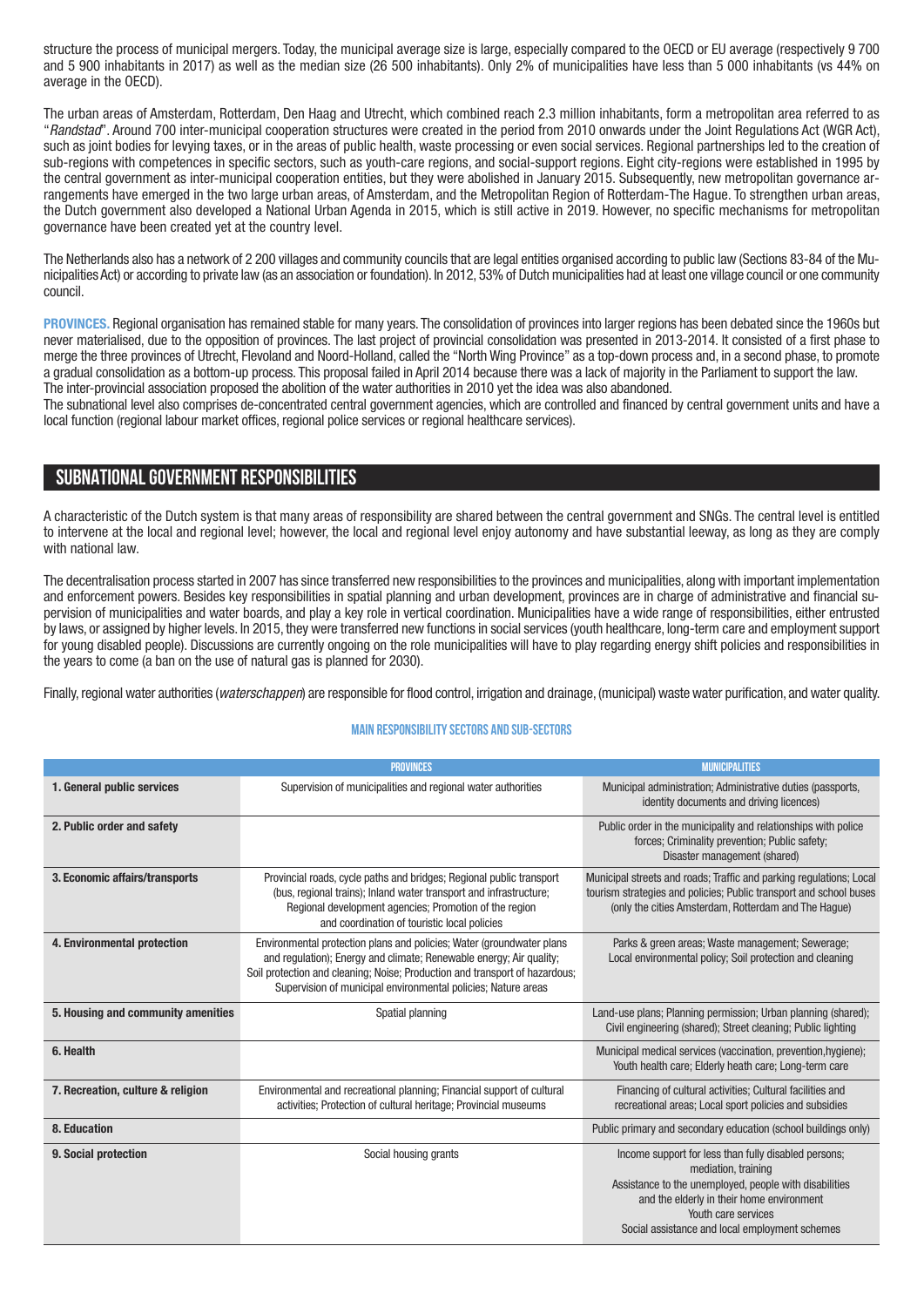structure the process of municipal mergers. Today, the municipal average size is large, especially compared to the OECD or EU average (respectively 9 700 and 5 900 inhabitants in 2017) as well as the median size (26 500 inhabitants). Only 2% of municipalities have less than 5 000 inhabitants (vs 44% on average in the OECD).

The urban areas of Amsterdam, Rotterdam, Den Haag and Utrecht, which combined reach 2.3 million inhabitants, form a metropolitan area referred to as "*Randstad*". Around 700 inter-municipal cooperation structures were created in the period from 2010 onwards under the Joint Regulations Act (WGR Act), such as joint bodies for levying taxes, or in the areas of public health, waste processing or even social services. Regional partnerships led to the creation of sub-regions with competences in specific sectors, such as youth-care regions, and social-support regions. Eight city-regions were established in 1995 by the central government as inter-municipal cooperation entities, but they were abolished in January 2015. Subsequently, new metropolitan governance arrangements have emerged in the two large urban areas, of Amsterdam, and the Metropolitan Region of Rotterdam-The Hague. To strengthen urban areas, the Dutch government also developed a National Urban Agenda in 2015, which is still active in 2019. However, no specific mechanisms for metropolitan governance have been created yet at the country level.

The Netherlands also has a network of 2 200 villages and community councils that are legal entities organised according to public law (Sections 83-84 of the Municipalities Act) or according to private law (as an association or foundation). In 2012, 53% of Dutch municipalities had at least one village council or one community council.

**PROVINCES.** Regional organisation has remained stable for many years. The consolidation of provinces into larger regions has been debated since the 1960s but never materialised, due to the opposition of provinces. The last project of provincial consolidation was presented in 2013-2014. It consisted of a first phase to merge the three provinces of Utrecht, Flevoland and Noord-Holland, called the "North Wing Province" as a top-down process and, in a second phase, to promote a gradual consolidation as a bottom-up process. This proposal failed in April 2014 because there was a lack of majority in the Parliament to support the law. The inter-provincial association proposed the abolition of the water authorities in 2010 yet the idea was also abandoned.

The subnational level also comprises de-concentrated central government agencies, which are controlled and financed by central government units and have a local function (regional labour market offices, regional police services or regional healthcare services).

## SUBNATIONAL GOVERNMENT RESPONSIBILITIES

A characteristic of the Dutch system is that many areas of responsibility are shared between the central government and SNGs. The central level is entitled to intervene at the local and regional level; however, the local and regional level enjoy autonomy and have substantial leeway, as long as they are comply with national law.

The decentralisation process started in 2007 has since transferred new responsibilities to the provinces and municipalities, along with important implementation and enforcement powers. Besides key responsibilities in spatial planning and urban development, provinces are in charge of administrative and financial supervision of municipalities and water boards, and play a key role in vertical coordination. Municipalities have a wide range of responsibilities, either entrusted by laws, or assigned by higher levels. In 2015, they were transferred new functions in social services (youth healthcare, long-term care and employment support for young disabled people). Discussions are currently ongoing on the role municipalities will have to play regarding energy shift policies and responsibilities in the years to come (a ban on the use of natural gas is planned for 2030).

Finally, regional water authorities (*waterschappen*) are responsible for flood control, irrigation and drainage, (municipal) waste water purification, and water quality.

### MAIN RESPONSIBILITY SECTORS AND SUB-SECTORS

| | PROVINCES | MUNICIPALITIES |
|---|---|---|
| **1. General public services** | Supervision of municipalities and regional water authorities | Municipal administration; Administrative duties (passports, identity documents and driving licences) |
| **2. Public order and safety** | | Public order in the municipality and relationships with police forces; Criminality prevention; Public safety; Disaster management (shared) |
| **3. Economic affairs/transports** | Provincial roads, cycle paths and bridges; Regional public transport (bus, regional trains); Inland water transport and infrastructure; Regional development agencies; Promotion of the region and coordination of touristic local policies | Municipal streets and roads; Traffic and parking regulations; Local tourism strategies and policies; Public transport and school buses (only the cities Amsterdam, Rotterdam and The Hague) |
| **4. Environmental protection** | Environmental protection plans and policies; Water (groundwater plans and regulation); Energy and climate; Renewable energy; Air quality; Soil protection and cleaning; Noise; Production and transport of hazardous; Supervision of municipal environmental policies; Nature areas | Parks & green areas; Waste management; Sewerage; Local environmental policy; Soil protection and cleaning |
| **5. Housing and community amenities** | Spatial planning | Land-use plans; Planning permission; Urban planning (shared); Civil engineering (shared); Street cleaning; Public lighting |
| **6. Health** | | Municipal medical services (vaccination, prevention,hygiene); Youth health care; Elderly heath care; Long-term care |
| **7. Recreation, culture & religion** | Environmental and recreational planning; Financial support of cultural activities; Protection of cultural heritage; Provincial museums | Financing of cultural activities; Cultural facilities and recreational areas; Local sport policies and subsidies |
| **8. Education** | | Public primary and secondary education (school buildings only) |
| **9. Social protection** | Social housing grants | Income support for less than fully disabled persons; mediation, training<br>Assistance to the unemployed, people with disabilities and the elderly in their home environment<br>Youth care services<br>Social assistance and local employment schemes |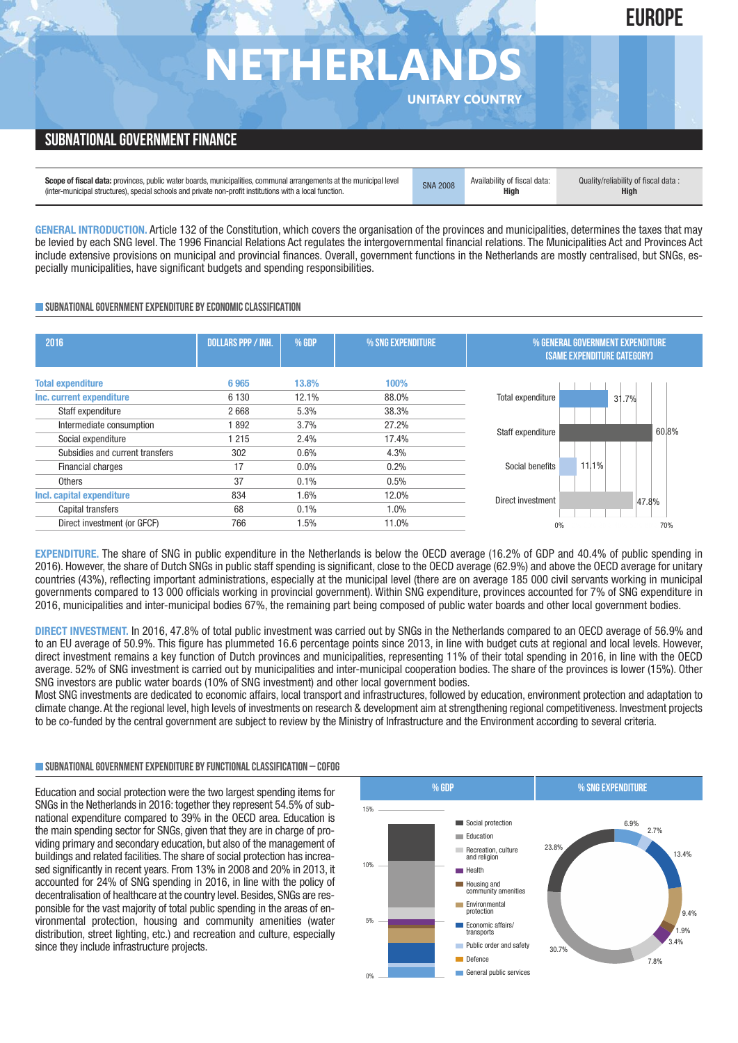# NETHERLANDS

EUROPE

UNITARY COUNTRY

## SUBNATIONAL GOVERNMENT FINANCE

| **Scope of fiscal data:** provinces, public water boards, municipalities, communal arrangements at the municipal level (inter-municipal structures), special schools and private non-profit institutions with a local function. | SNA 2008 | Availability of fiscal data: **High** | Quality/reliability of fiscal data : **High** |
|---|---|---|---|

**GENERAL INTRODUCTION.** Article 132 of the Constitution, which covers the organisation of the provinces and municipalities, determines the taxes that may be levied by each SNG level. The 1996 Financial Relations Act regulates the intergovernmental financial relations. The Municipalities Act and Provinces Act include extensive provisions on municipal and provincial finances. Overall, government functions in the Netherlands are mostly centralised, but SNGs, especially municipalities, have significant budgets and spending responsibilities.

### SUBNATIONAL GOVERNMENT EXPENDITURE BY ECONOMIC CLASSIFICATION

| 2016 | DOLLARS PPP / INH. | % GDP | % SNG EXPENDITURE |
|---|---|---|---|
| **Total expenditure** | 6 965 | 13.8% | 100% |
| **Inc. current expenditure** | 6 130 | 12.1% | 88.0% |
| Staff expenditure | 2 668 | 5.3% | 38.3% |
| Intermediate consumption | 1 892 | 3.7% | 27.2% |
| Social expenditure | 1 215 | 2.4% | 17.4% |
| Subsidies and current transfers | 302 | 0.6% | 4.3% |
| Financial charges | 17 | 0.0% | 0.2% |
| Others | 37 | 0.1% | 0.5% |
| **Incl. capital expenditure** | 834 | 1.6% | 12.0% |
| Capital transfers | 68 | 0.1% | 1.0% |
| Direct investment (or GFCF) | 766 | 1.5% | 11.0% |

**% GENERAL GOVERNMENT EXPENDITURE (SAME EXPENDITURE CATEGORY)**

| Category | % |
|---|---|
| Total expenditure | 31.7% |
| Staff expenditure | 60.8% |
| Social benefits | 11.1% |
| Direct investment | 47.8% |

**EXPENDITURE.** The share of SNG in public expenditure in the Netherlands is below the OECD average (16.2% of GDP and 40.4% of public spending in 2016). However, the share of Dutch SNGs in public staff spending is significant, close to the OECD average (62.9%) and above the OECD average for unitary countries (43%), reflecting important administrations, especially at the municipal level (there are on average 185 000 civil servants working in municipal governments compared to 13 000 officials working in provincial government). Within SNG expenditure, provinces accounted for 7% of SNG expenditure in 2016, municipalities and inter-municipal bodies 67%, the remaining part being composed of public water boards and other local government bodies.

**DIRECT INVESTMENT.** In 2016, 47.8% of total public investment was carried out by SNGs in the Netherlands compared to an OECD average of 56.9% and to an EU average of 50.9%. This figure has plummeted 16.6 percentage points since 2013, in line with budget cuts at regional and local levels. However, direct investment remains a key function of Dutch provinces and municipalities, representing 11% of their total spending in 2016, in line with the OECD average. 52% of SNG investment is carried out by municipalities and inter-municipal cooperation bodies. The share of the provinces is lower (15%). Other SNG investors are public water boards (10% of SNG investment) and other local government bodies.
Most SNG investments are dedicated to economic affairs, local transport and infrastructures, followed by education, environment protection and adaptation to climate change. At the regional level, high levels of investments on research & development aim at strengthening regional competitiveness. Investment projects to be co-funded by the central government are subject to review by the Ministry of Infrastructure and the Environment according to several criteria.

### SUBNATIONAL GOVERNMENT EXPENDITURE BY FUNCTIONAL CLASSIFICATION – COFOG

Education and social protection were the two largest spending items for SNGs in the Netherlands in 2016: together they represent 54.5% of subnational expenditure compared to 39% in the OECD area. Education is the main spending sector for SNGs, given that they are in charge of providing primary and secondary education, but also of the management of buildings and related facilities. The share of social protection has increased significantly in recent years. From 13% in 2008 and 20% in 2013, it accounted for 24% of SNG spending in 2016, in line with the policy of decentralisation of healthcare at the country level. Besides, SNGs are responsible for the vast majority of total public spending in the areas of environmental protection, housing and community amenities (water distribution, street lighting, etc.) and recreation and culture, especially since they include infrastructure projects.

**% SNG EXPENDITURE**

| Function | % |
|---|---|
| Social protection | 23.8% |
| Education | 30.7% |
| Recreation, culture and religion | 7.8% |
| Health | 3.4% |
| Housing and community amenities | 1.9% |
| Environmental protection | 9.4% |
| Economic affairs/transports | 13.4% |
| Public order and safety | 2.7% |
| Defence | |
| General public services | 6.9% |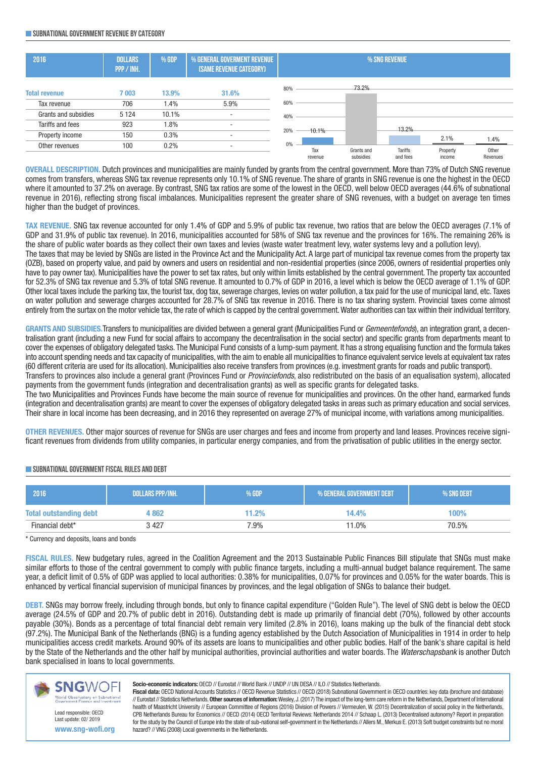## SUBNATIONAL GOVERNMENT REVENUE BY CATEGORY

| 2016 | DOLLARS PPP / INH. | % GDP | % GENERAL GOVERMENT REVENUE (SAME REVENUE CATEGORY) |
|---|---|---|---|
| **Total revenue** | **7 003** | **13.9%** | **31.6%** |
| Tax revenue | 706 | 1.4% | 5.9% |
| Grants and subsidies | 5 124 | 10.1% | - |
| Tariffs and fees | 923 | 1.8% | - |
| Property income | 150 | 0.3% | - |
| Other revenues | 100 | 0.2% | - |

% SNG REVENUE

80%
60%
40%
20%
0%

10.1% Tax revenue
73.2% Grants and subsidies
13.2% Tariffs and fees
2.1% Property income
1.4% Other Revenues

**OVERALL DESCRIPTION.** Dutch provinces and municipalities are mainly funded by grants from the central government. More than 73% of Dutch SNG revenue comes from transfers, whereas SNG tax revenue represents only 10.1% of SNG revenue. The share of grants in SNG revenue is one the highest in the OECD where it amounted to 37.2% on average. By contrast, SNG tax ratios are some of the lowest in the OECD, well below OECD averages (44.6% of subnational revenue in 2016), reflecting strong fiscal imbalances. Municipalities represent the greater share of SNG revenues, with a budget on average ten times higher than the budget of provinces.

**TAX REVENUE.** SNG tax revenue accounted for only 1.4% of GDP and 5.9% of public tax revenue, two ratios that are below the OECD averages (7.1% of GDP and 31.9% of public tax revenue). In 2016, municipalities accounted for 58% of SNG tax revenue and the provinces for 16%. The remaining 26% is the share of public water boards as they collect their own taxes and levies (waste water treatment levy, water systems levy and a pollution levy).
The taxes that may be levied by SNGs are listed in the Province Act and the Municipality Act. A large part of municipal tax revenue comes from the property tax (OZB), based on property value, and paid by owners and users on residential and non-residential properties (since 2006, owners of residential properties only have to pay owner tax). Municipalities have the power to set tax rates, but only within limits established by the central government. The property tax accounted for 52.3% of SNG tax revenue and 5.3% of total SNG revenue. It amounted to 0.7% of GDP in 2016, a level which is below the OECD average of 1.1% of GDP. Other local taxes include the parking tax, the tourist tax, dog tax, sewerage charges, levies on water pollution, a tax paid for the use of municipal land, etc. Taxes on water pollution and sewerage charges accounted for 28.7% of SNG tax revenue in 2016. There is no tax sharing system. Provincial taxes come almost entirely from the surtax on the motor vehicle tax, the rate of which is capped by the central government. Water authorities can tax within their individual territory.

**GRANTS AND SUBSIDIES.** Transfers to municipalities are divided between a general grant (Municipalities Fund or *Gemeentefonds*), an integration grant, a decentralisation grant (including a new Fund for social affairs to accompany the decentralisation in the social sector) and specific grants from departments meant to cover the expenses of obligatory delegated tasks. The Municipal Fund consists of a lump-sum payment. It has a strong equalising function and the formula takes into account spending needs and tax capacity of municipalities, with the aim to enable all municipalities to finance equivalent service levels at equivalent tax rates (60 different criteria are used for its allocation). Municipalities also receive transfers from provinces (e.g. investment grants for roads and public transport).
Transfers to provinces also include a general grant (Provinces Fund or *Provinciefonds*, also redistributed on the basis of an equalisation system), allocated payments from the government funds (integration and decentralisation grants) as well as specific grants for delegated tasks.
The two Municipalities and Provinces Funds have become the main source of revenue for municipalities and provinces. On the other hand, earmarked funds (integration and decentralisation grants) are meant to cover the expenses of obligatory delegated tasks in areas such as primary education and social services. Their share in local income has been decreasing, and in 2016 they represented on average 27% of municipal income, with variations among municipalities.

**OTHER REVENUES.** Other major sources of revenue for SNGs are user charges and fees and income from property and land leases. Provinces receive significant revenues from dividends from utility companies, in particular energy companies, and from the privatisation of public utilities in the energy sector.

## SUBNATIONAL GOVERNMENT FISCAL RULES AND DEBT

| 2016 | DOLLARS PPP/INH. | % GDP | % GENERAL GOVERNMENT DEBT | % SNG DEBT |
|---|---|---|---|---|
| **Total outstanding debt** | **4 862** | **11.2%** | **14.4%** | **100%** |
| Financial debt* | 3 427 | 7.9% | 11.0% | 70.5% |

\* Currency and deposits, loans and bonds

**FISCAL RULES.** New budgetary rules, agreed in the Coalition Agreement and the 2013 Sustainable Public Finances Bill stipulate that SNGs must make similar efforts to those of the central government to comply with public finance targets, including a multi-annual budget balance requirement. The same year, a deficit limit of 0.5% of GDP was applied to local authorities: 0.38% for municipalities, 0.07% for provinces and 0.05% for the water boards. This is enhanced by vertical financial supervision of municipal finances by provinces, and the legal obligation of SNGs to balance their budget.

**DEBT.** SNGs may borrow freely, including through bonds, but only to finance capital expenditure ("Golden Rule"). The level of SNG debt is below the OECD average (24.5% of GDP and 20.7% of public debt in 2016). Outstanding debt is made up primarily of financial debt (70%), followed by other accounts payable (30%). Bonds as a percentage of total financial debt remain very limited (2.8% in 2016), loans making up the bulk of the financial debt stock (97.2%). The Municipal Bank of the Netherlands (BNG) is a funding agency established by the Dutch Association of Municipalities in 1914 in order to help municipalities access credit markets. Around 90% of its assets are loans to municipalities and other public bodies. Half of the bank's share capital is held by the State of the Netherlands and the other half by municipal authorities, provincial authorities and water boards. The *Waterschapsbank* is another Dutch bank specialised in loans to local governments.

SNGWOFI
World Observatory on Subnational Government Finance and Investment

Lead responsible: OECD
Last update: 02/ 2019
www.sng-wofi.org

**Socio-economic indicators:** OECD // Eurostat // World Bank // UNDP // UN DESA // ILO // Statistics Netherlands.
**Fiscal data:** OECD National Accounts Statistics // OECD Revenue Statistics // OECD (2018) Subnational Government in OECD countries: key data (brochure and database) // Eurostat // Statistics Netherlands. **Other sources of information:** Wesley, J. (2017) The impact of the long-term care reform in the Netherlands, Department of International health of Maastricht University // European Committee of Regions (2016) Division of Powers // Vermeulen, W. (2015) Decentralization of social policy in the Netherlands, CPB Netherlands Bureau for Economics // OECD (2014) OECD Territorial Reviews: Netherlands 2014 // Schaap L. (2013) Decentralised autonomy? Report in preparation for the study by the Council of Europe into the state of sub-national self-government in the Netherlands // Allers M., Merkus E. (2013) Soft budget constraints but no moral hazard? // VNG (2008) Local governments in the Netherlands.